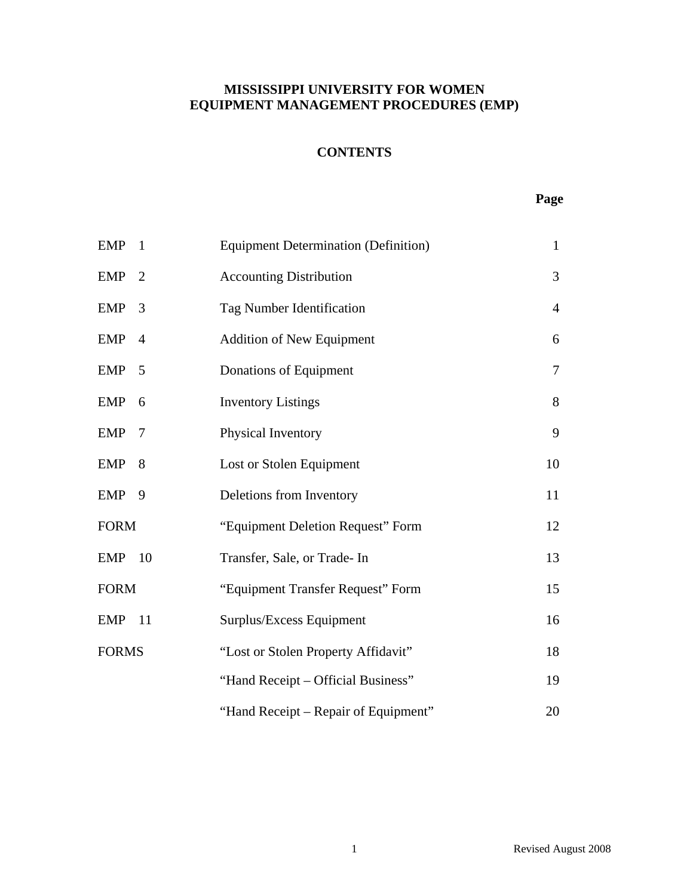# MISSISSIPPI UNIVERSITY FOR WOMEN
# EQUIPMENT MANAGEMENT PROCEDURES (EMP)

## CONTENTS

| | | Page |
|---|---|---|
| EMP 1 | Equipment Determination (Definition) | 1 |
| EMP 2 | Accounting Distribution | 3 |
| EMP 3 | Tag Number Identification | 4 |
| EMP 4 | Addition of New Equipment | 6 |
| EMP 5 | Donations of Equipment | 7 |
| EMP 6 | Inventory Listings | 8 |
| EMP 7 | Physical Inventory | 9 |
| EMP 8 | Lost or Stolen Equipment | 10 |
| EMP 9 | Deletions from Inventory | 11 |
| FORM | "Equipment Deletion Request" Form | 12 |
| EMP 10 | Transfer, Sale, or Trade- In | 13 |
| FORM | "Equipment Transfer Request" Form | 15 |
| EMP 11 | Surplus/Excess Equipment | 16 |
| FORMS | "Lost or Stolen Property Affidavit" | 18 |
| | "Hand Receipt – Official Business" | 19 |
| | "Hand Receipt – Repair of Equipment" | 20 |

Revised August 2008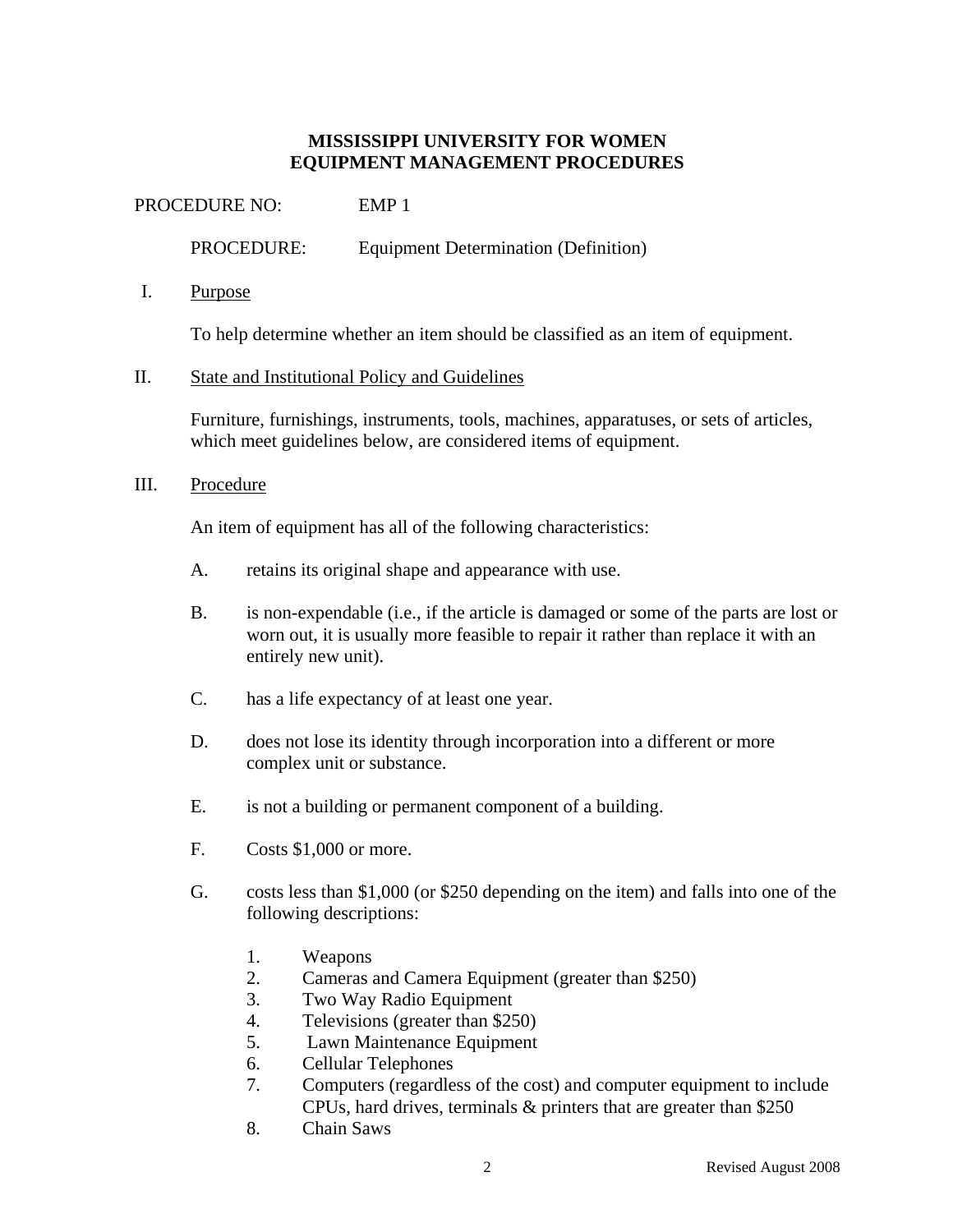# MISSISSIPPI UNIVERSITY FOR WOMEN
# EQUIPMENT MANAGEMENT PROCEDURES

PROCEDURE NO: EMP 1

PROCEDURE: Equipment Determination (Definition)

I. <u>Purpose</u>

To help determine whether an item should be classified as an item of equipment.

II. <u>State and Institutional Policy and Guidelines</u>

Furniture, furnishings, instruments, tools, machines, apparatuses, or sets of articles, which meet guidelines below, are considered items of equipment.

III. <u>Procedure</u>

An item of equipment has all of the following characteristics:

A. retains its original shape and appearance with use.

B. is non-expendable (i.e., if the article is damaged or some of the parts are lost or worn out, it is usually more feasible to repair it rather than replace it with an entirely new unit).

C. has a life expectancy of at least one year.

D. does not lose its identity through incorporation into a different or more complex unit or substance.

E. is not a building or permanent component of a building.

F. Costs $1,000 or more.

G. costs less than $1,000 (or $250 depending on the item) and falls into one of the following descriptions:

1. Weapons
2. Cameras and Camera Equipment (greater than $250)
3. Two Way Radio Equipment
4. Televisions (greater than $250)
5. Lawn Maintenance Equipment
6. Cellular Telephones
7. Computers (regardless of the cost) and computer equipment to include CPUs, hard drives, terminals & printers that are greater than $250
8. Chain Saws

Revised August 2008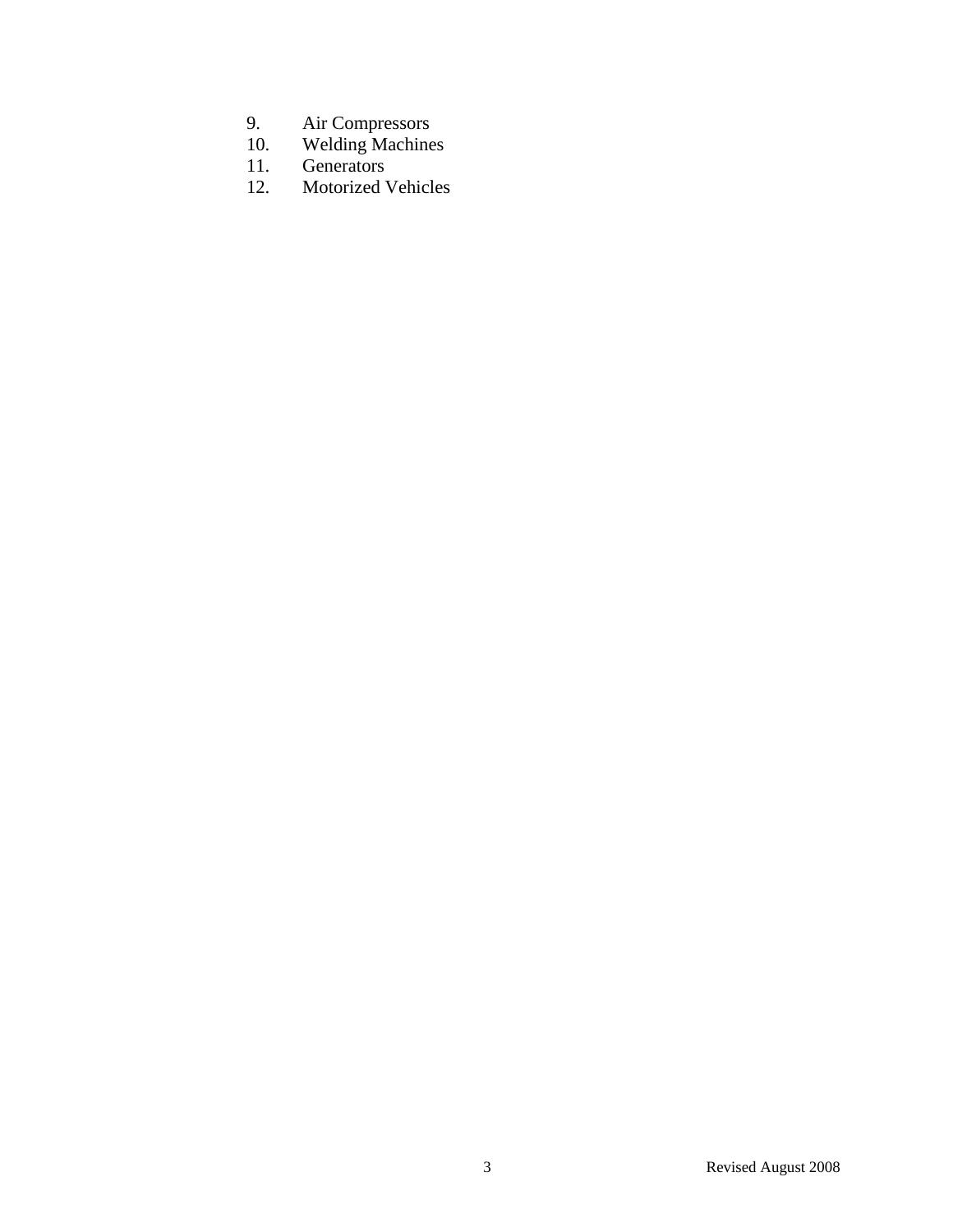9. Air Compressors
10. Welding Machines
11. Generators
12. Motorized Vehicles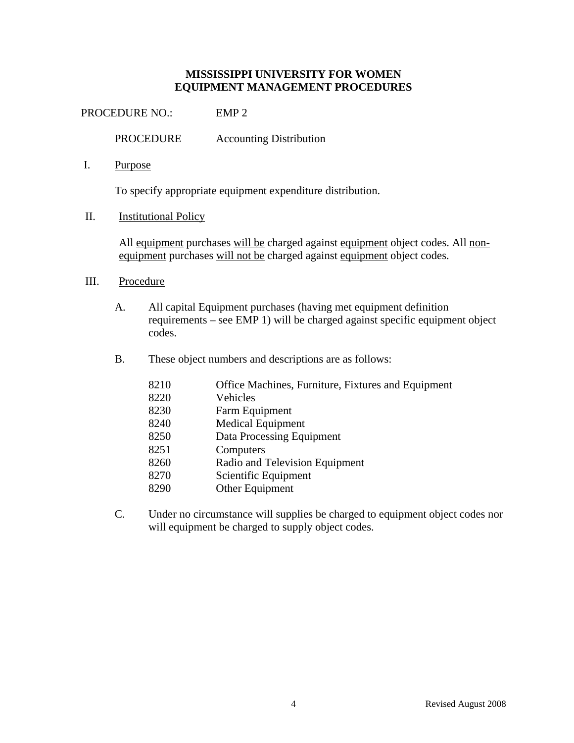**MISSISSIPPI UNIVERSITY FOR WOMEN**
**EQUIPMENT MANAGEMENT PROCEDURES**

PROCEDURE NO.: EMP 2

PROCEDURE Accounting Distribution

I. Purpose

To specify appropriate equipment expenditure distribution.

II. Institutional Policy

All equipment purchases will be charged against equipment object codes. All non-equipment purchases will not be charged against equipment object codes.

III. Procedure

A. All capital Equipment purchases (having met equipment definition requirements – see EMP 1) will be charged against specific equipment object codes.

B. These object numbers and descriptions are as follows:

| | |
|---|---|
| 8210 | Office Machines, Furniture, Fixtures and Equipment |
| 8220 | Vehicles |
| 8230 | Farm Equipment |
| 8240 | Medical Equipment |
| 8250 | Data Processing Equipment |
| 8251 | Computers |
| 8260 | Radio and Television Equipment |
| 8270 | Scientific Equipment |
| 8290 | Other Equipment |

C. Under no circumstance will supplies be charged to equipment object codes nor will equipment be charged to supply object codes.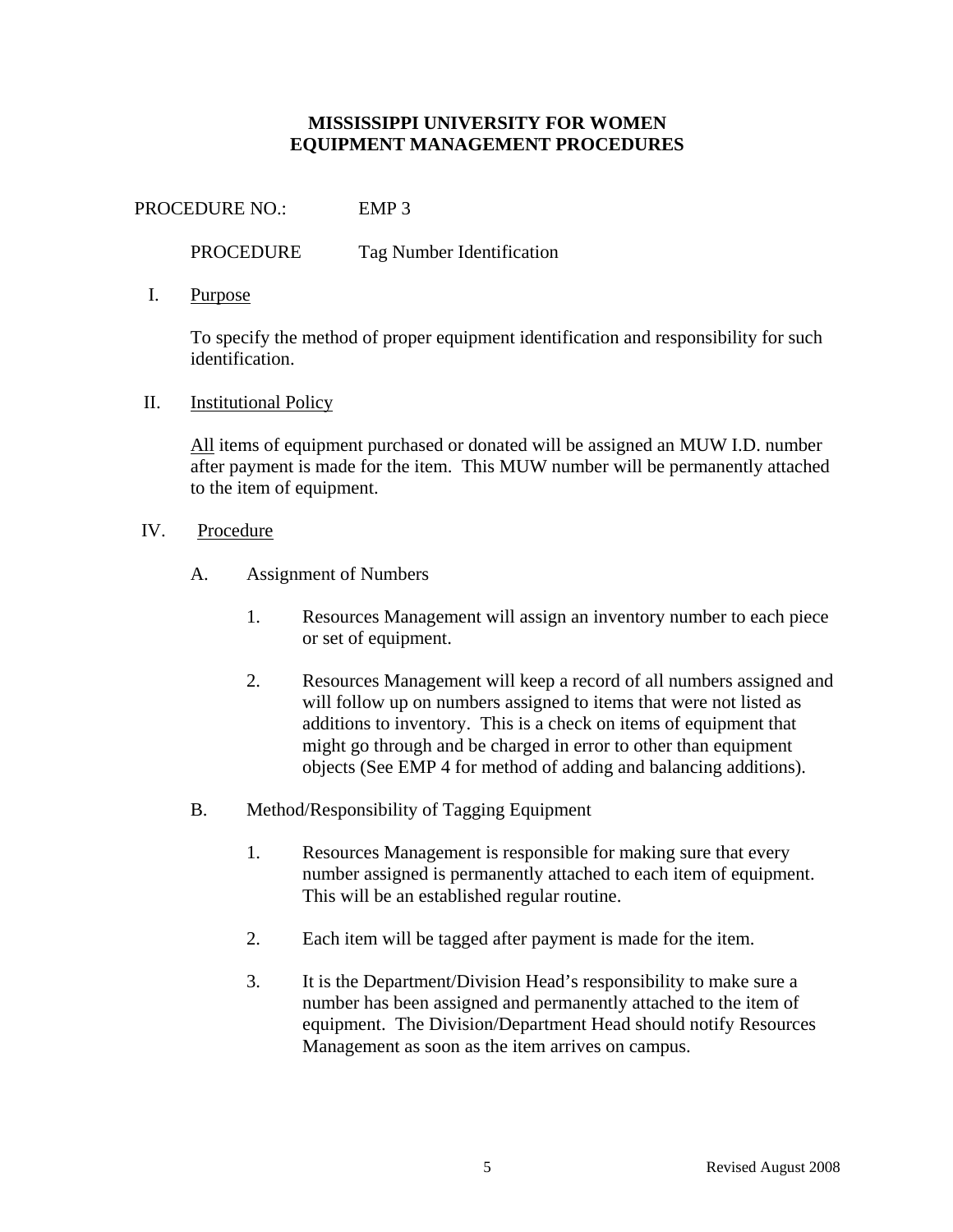**MISSISSIPPI UNIVERSITY FOR WOMEN**
**EQUIPMENT MANAGEMENT PROCEDURES**

PROCEDURE NO.: EMP 3

PROCEDURE Tag Number Identification

I. Purpose

To specify the method of proper equipment identification and responsibility for such identification.

II. Institutional Policy

All items of equipment purchased or donated will be assigned an MUW I.D. number after payment is made for the item. This MUW number will be permanently attached to the item of equipment.

IV. Procedure

A. Assignment of Numbers

1. Resources Management will assign an inventory number to each piece or set of equipment.

2. Resources Management will keep a record of all numbers assigned and will follow up on numbers assigned to items that were not listed as additions to inventory. This is a check on items of equipment that might go through and be charged in error to other than equipment objects (See EMP 4 for method of adding and balancing additions).

B. Method/Responsibility of Tagging Equipment

1. Resources Management is responsible for making sure that every number assigned is permanently attached to each item of equipment. This will be an established regular routine.

2. Each item will be tagged after payment is made for the item.

3. It is the Department/Division Head's responsibility to make sure a number has been assigned and permanently attached to the item of equipment. The Division/Department Head should notify Resources Management as soon as the item arrives on campus.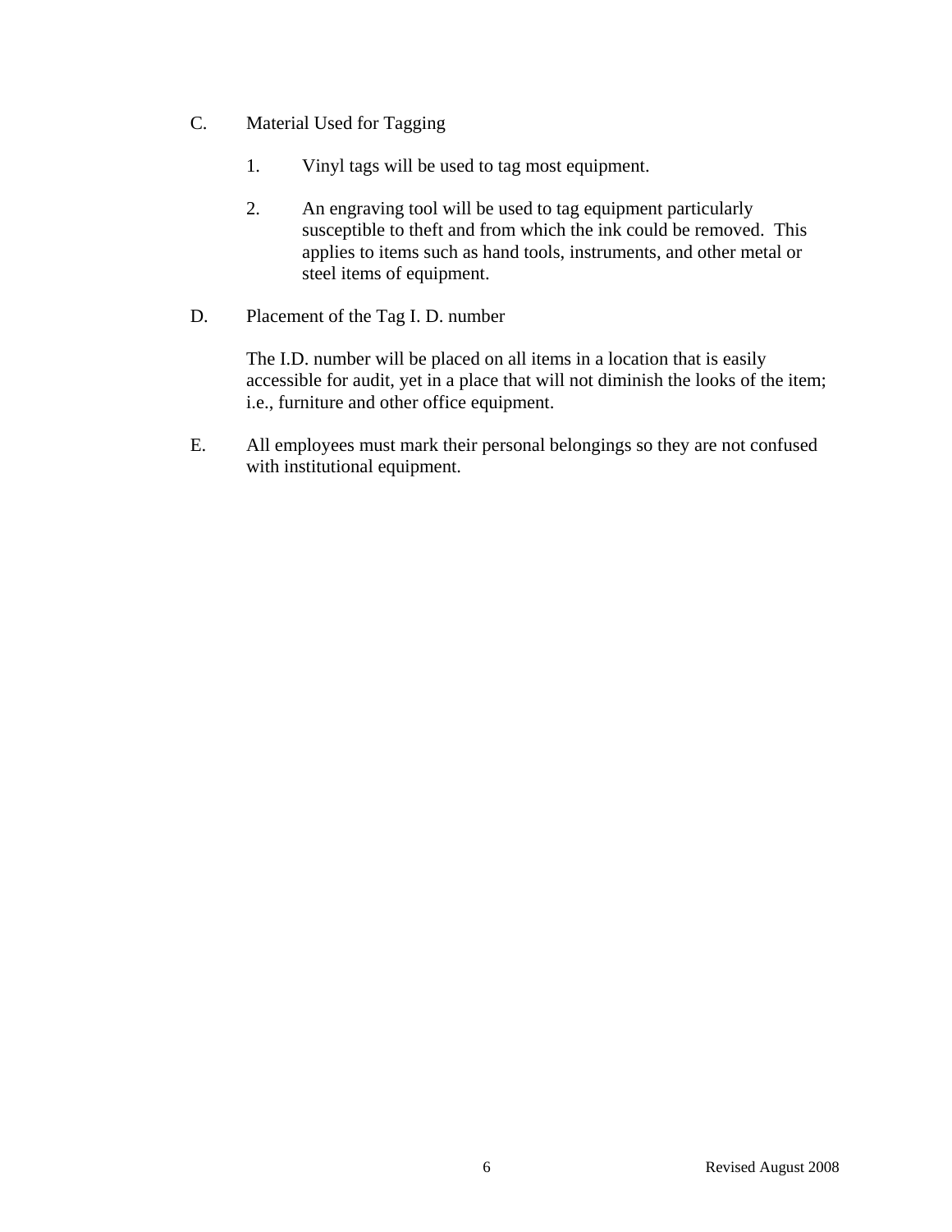C. Material Used for Tagging

1. Vinyl tags will be used to tag most equipment.

2. An engraving tool will be used to tag equipment particularly susceptible to theft and from which the ink could be removed. This applies to items such as hand tools, instruments, and other metal or steel items of equipment.

D. Placement of the Tag I. D. number

The I.D. number will be placed on all items in a location that is easily accessible for audit, yet in a place that will not diminish the looks of the item; i.e., furniture and other office equipment.

E. All employees must mark their personal belongings so they are not confused with institutional equipment.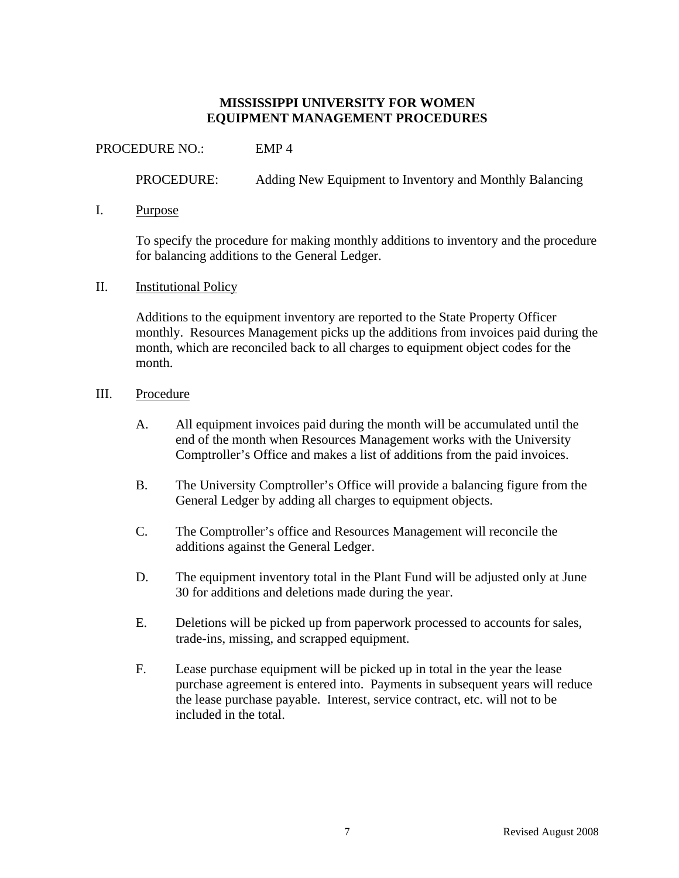**MISSISSIPPI UNIVERSITY FOR WOMEN**
**EQUIPMENT MANAGEMENT PROCEDURES**

PROCEDURE NO.: EMP 4

PROCEDURE: Adding New Equipment to Inventory and Monthly Balancing

I. Purpose

To specify the procedure for making monthly additions to inventory and the procedure for balancing additions to the General Ledger.

II. Institutional Policy

Additions to the equipment inventory are reported to the State Property Officer monthly. Resources Management picks up the additions from invoices paid during the month, which are reconciled back to all charges to equipment object codes for the month.

III. Procedure

A. All equipment invoices paid during the month will be accumulated until the end of the month when Resources Management works with the University Comptroller's Office and makes a list of additions from the paid invoices.

B. The University Comptroller's Office will provide a balancing figure from the General Ledger by adding all charges to equipment objects.

C. The Comptroller's office and Resources Management will reconcile the additions against the General Ledger.

D. The equipment inventory total in the Plant Fund will be adjusted only at June 30 for additions and deletions made during the year.

E. Deletions will be picked up from paperwork processed to accounts for sales, trade-ins, missing, and scrapped equipment.

F. Lease purchase equipment will be picked up in total in the year the lease purchase agreement is entered into. Payments in subsequent years will reduce the lease purchase payable. Interest, service contract, etc. will not to be included in the total.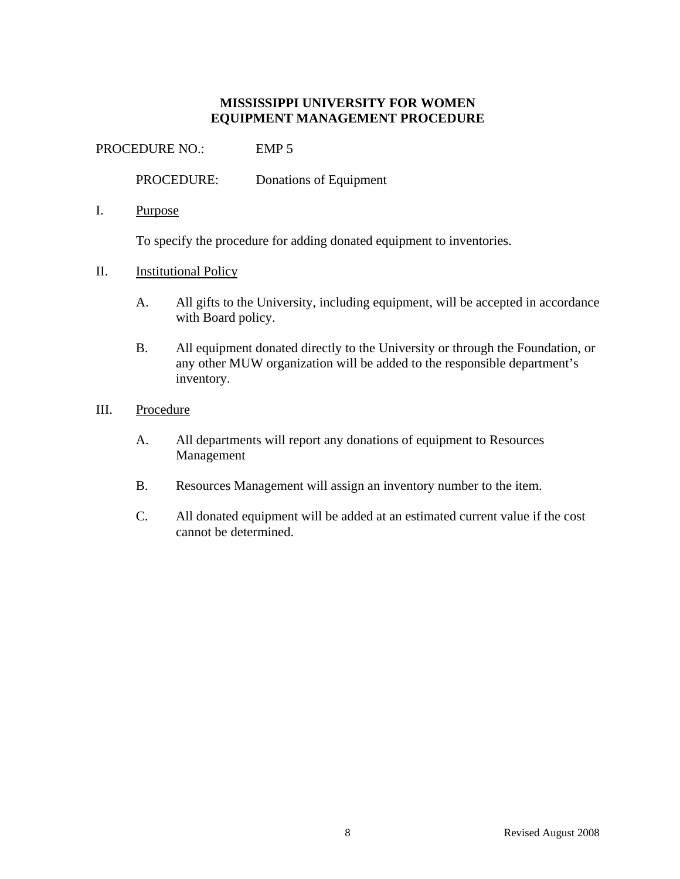**MISSISSIPPI UNIVERSITY FOR WOMEN**
**EQUIPMENT MANAGEMENT PROCEDURE**

PROCEDURE NO.: EMP 5

PROCEDURE: Donations of Equipment

I. Purpose

To specify the procedure for adding donated equipment to inventories.

II. Institutional Policy

A. All gifts to the University, including equipment, will be accepted in accordance with Board policy.

B. All equipment donated directly to the University or through the Foundation, or any other MUW organization will be added to the responsible department's inventory.

III. Procedure

A. All departments will report any donations of equipment to Resources Management

B. Resources Management will assign an inventory number to the item.

C. All donated equipment will be added at an estimated current value if the cost cannot be determined.

Revised August 2008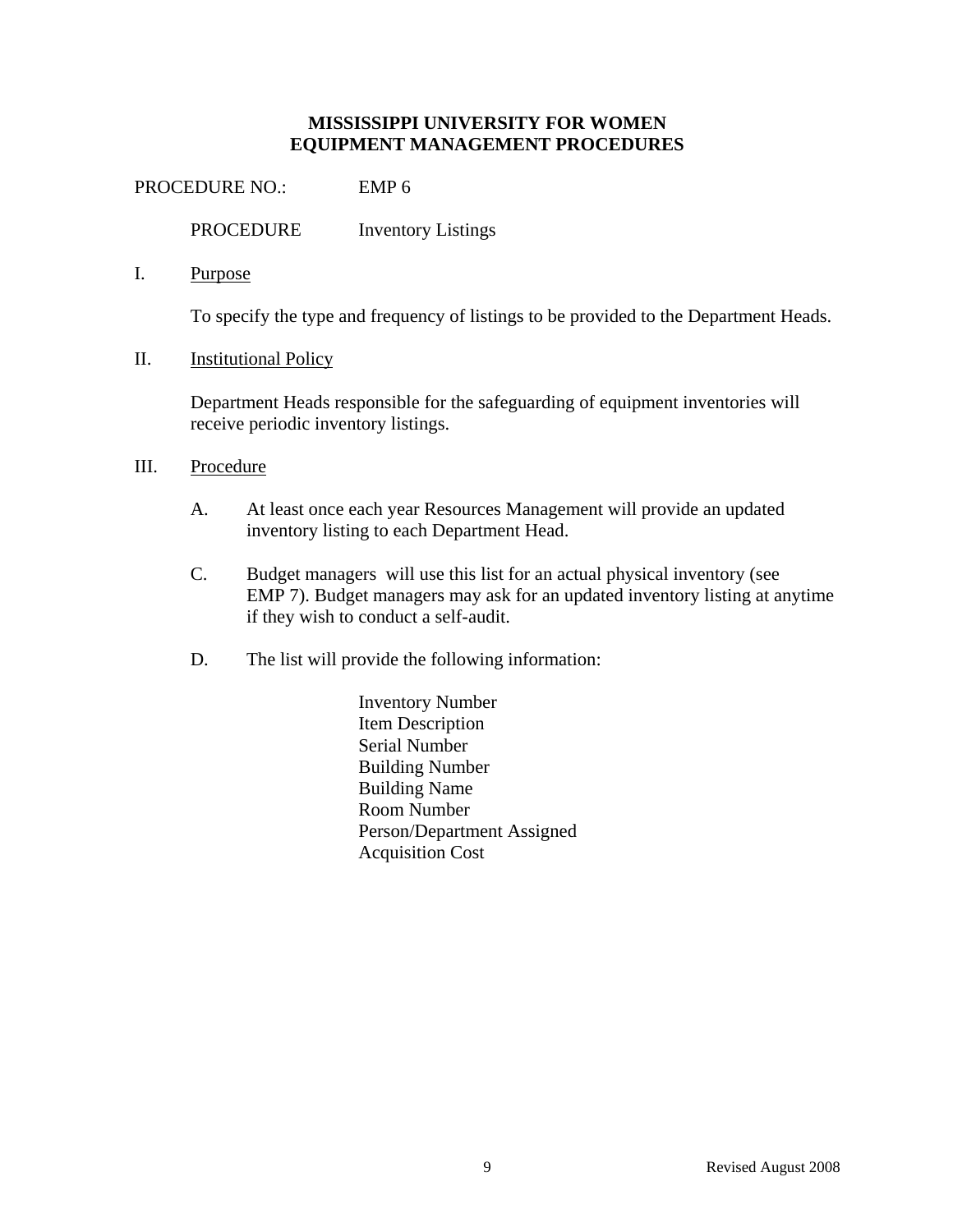**MISSISSIPPI UNIVERSITY FOR WOMEN**
**EQUIPMENT MANAGEMENT PROCEDURES**

PROCEDURE NO.: EMP 6

PROCEDURE Inventory Listings

I. Purpose

To specify the type and frequency of listings to be provided to the Department Heads.

II. Institutional Policy

Department Heads responsible for the safeguarding of equipment inventories will receive periodic inventory listings.

III. Procedure

A. At least once each year Resources Management will provide an updated inventory listing to each Department Head.

C. Budget managers will use this list for an actual physical inventory (see EMP 7). Budget managers may ask for an updated inventory listing at anytime if they wish to conduct a self-audit.

D. The list will provide the following information:

Inventory Number
Item Description
Serial Number
Building Number
Building Name
Room Number
Person/Department Assigned
Acquisition Cost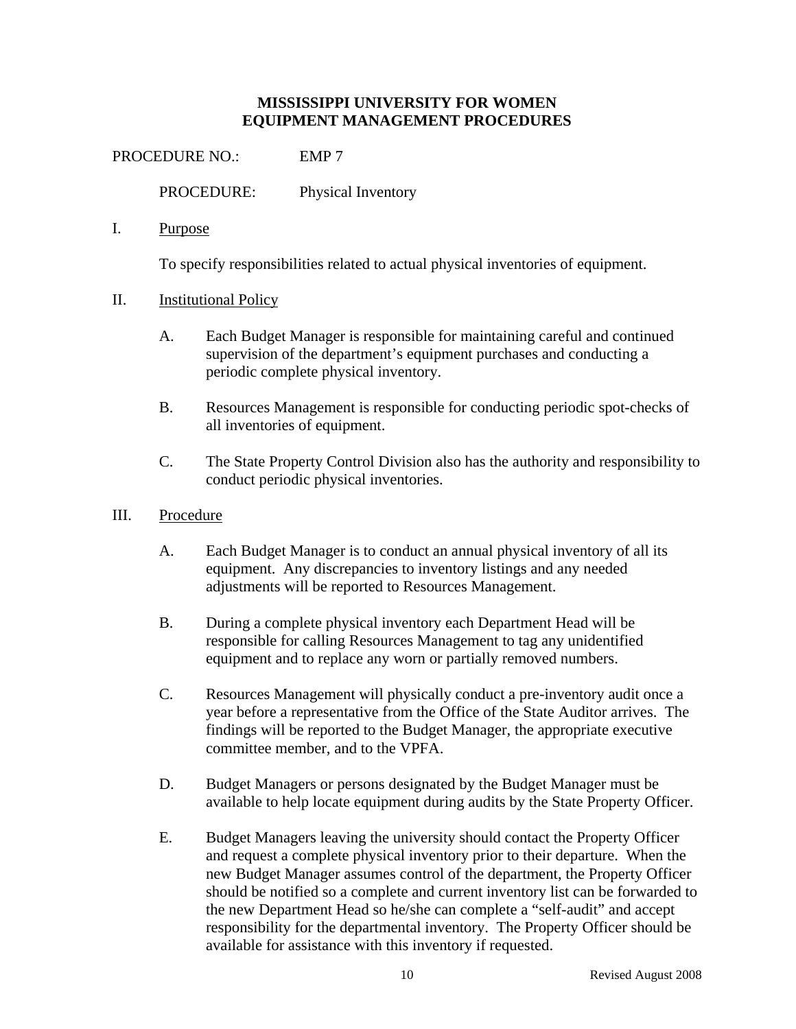**MISSISSIPPI UNIVERSITY FOR WOMEN**
**EQUIPMENT MANAGEMENT PROCEDURES**

PROCEDURE NO.: EMP 7

PROCEDURE: Physical Inventory

I. Purpose

To specify responsibilities related to actual physical inventories of equipment.

II. Institutional Policy

A. Each Budget Manager is responsible for maintaining careful and continued supervision of the department's equipment purchases and conducting a periodic complete physical inventory.

B. Resources Management is responsible for conducting periodic spot-checks of all inventories of equipment.

C. The State Property Control Division also has the authority and responsibility to conduct periodic physical inventories.

III. Procedure

A. Each Budget Manager is to conduct an annual physical inventory of all its equipment. Any discrepancies to inventory listings and any needed adjustments will be reported to Resources Management.

B. During a complete physical inventory each Department Head will be responsible for calling Resources Management to tag any unidentified equipment and to replace any worn or partially removed numbers.

C. Resources Management will physically conduct a pre-inventory audit once a year before a representative from the Office of the State Auditor arrives. The findings will be reported to the Budget Manager, the appropriate executive committee member, and to the VPFA.

D. Budget Managers or persons designated by the Budget Manager must be available to help locate equipment during audits by the State Property Officer.

E. Budget Managers leaving the university should contact the Property Officer and request a complete physical inventory prior to their departure. When the new Budget Manager assumes control of the department, the Property Officer should be notified so a complete and current inventory list can be forwarded to the new Department Head so he/she can complete a "self-audit" and accept responsibility for the departmental inventory. The Property Officer should be available for assistance with this inventory if requested.

Revised August 2008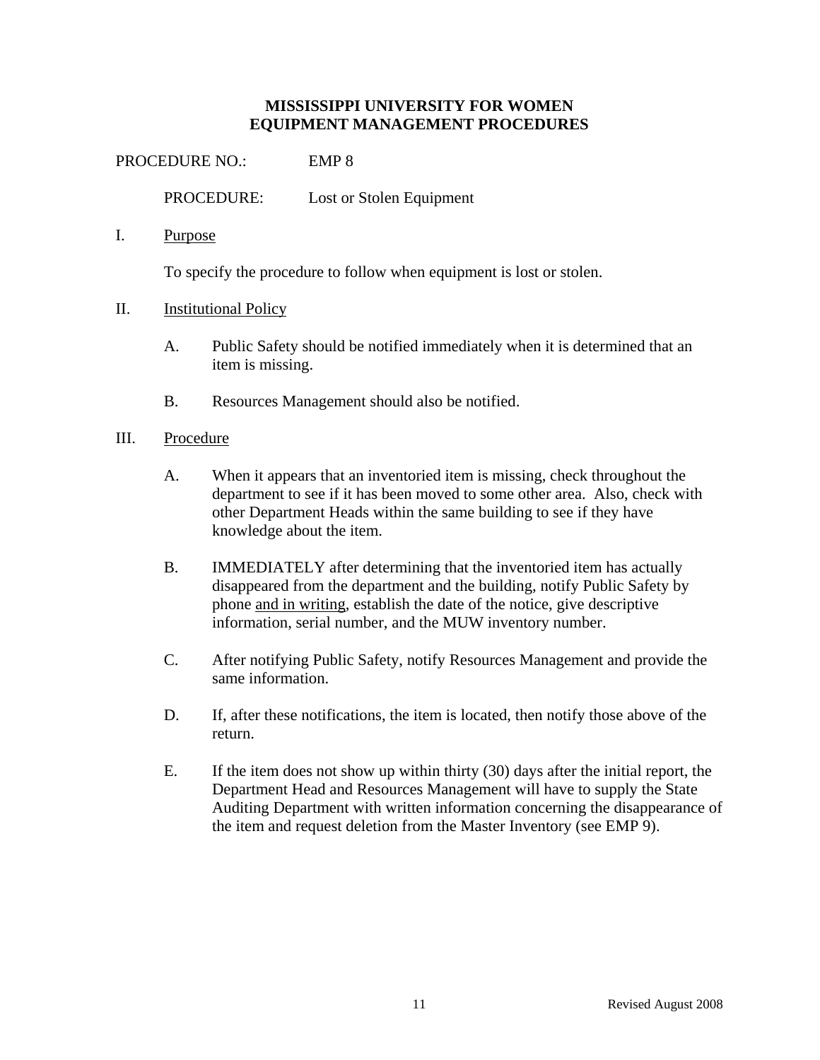**MISSISSIPPI UNIVERSITY FOR WOMEN**
**EQUIPMENT MANAGEMENT PROCEDURES**

PROCEDURE NO.: EMP 8

PROCEDURE: Lost or Stolen Equipment

I. Purpose

To specify the procedure to follow when equipment is lost or stolen.

II. Institutional Policy

A. Public Safety should be notified immediately when it is determined that an item is missing.

B. Resources Management should also be notified.

III. Procedure

A. When it appears that an inventoried item is missing, check throughout the department to see if it has been moved to some other area. Also, check with other Department Heads within the same building to see if they have knowledge about the item.

B. IMMEDIATELY after determining that the inventoried item has actually disappeared from the department and the building, notify Public Safety by phone and in writing, establish the date of the notice, give descriptive information, serial number, and the MUW inventory number.

C. After notifying Public Safety, notify Resources Management and provide the same information.

D. If, after these notifications, the item is located, then notify those above of the return.

E. If the item does not show up within thirty (30) days after the initial report, the Department Head and Resources Management will have to supply the State Auditing Department with written information concerning the disappearance of the item and request deletion from the Master Inventory (see EMP 9).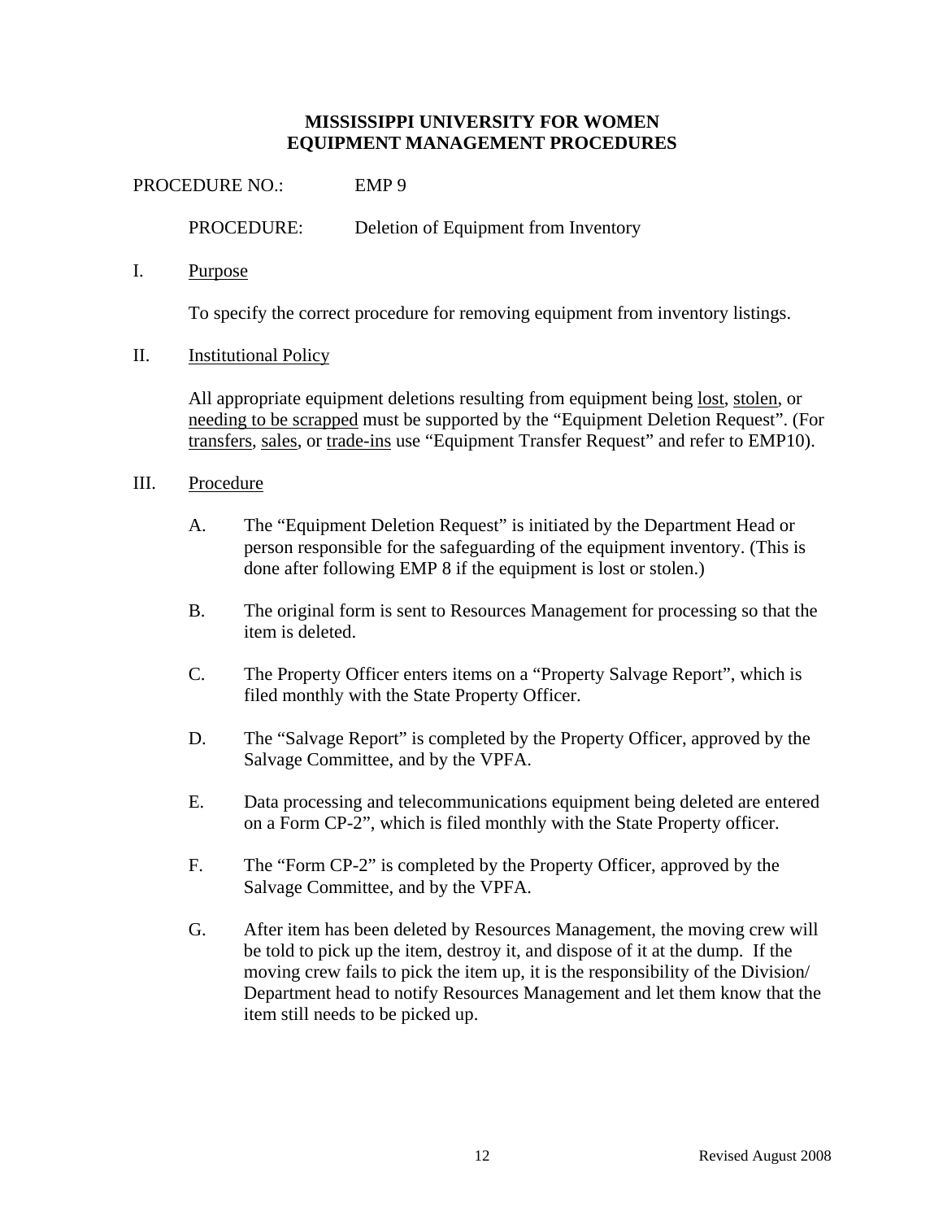**MISSISSIPPI UNIVERSITY FOR WOMEN**
**EQUIPMENT MANAGEMENT PROCEDURES**

PROCEDURE NO.: EMP 9

PROCEDURE: Deletion of Equipment from Inventory

I. Purpose

To specify the correct procedure for removing equipment from inventory listings.

II. Institutional Policy

All appropriate equipment deletions resulting from equipment being lost, stolen, or needing to be scrapped must be supported by the "Equipment Deletion Request". (For transfers, sales, or trade-ins use "Equipment Transfer Request" and refer to EMP10).

III. Procedure

A. The "Equipment Deletion Request" is initiated by the Department Head or person responsible for the safeguarding of the equipment inventory. (This is done after following EMP 8 if the equipment is lost or stolen.)

B. The original form is sent to Resources Management for processing so that the item is deleted.

C. The Property Officer enters items on a "Property Salvage Report", which is filed monthly with the State Property Officer.

D. The "Salvage Report" is completed by the Property Officer, approved by the Salvage Committee, and by the VPFA.

E. Data processing and telecommunications equipment being deleted are entered on a Form CP-2", which is filed monthly with the State Property officer.

F. The "Form CP-2" is completed by the Property Officer, approved by the Salvage Committee, and by the VPFA.

G. After item has been deleted by Resources Management, the moving crew will be told to pick up the item, destroy it, and dispose of it at the dump. If the moving crew fails to pick the item up, it is the responsibility of the Division/ Department head to notify Resources Management and let them know that the item still needs to be picked up.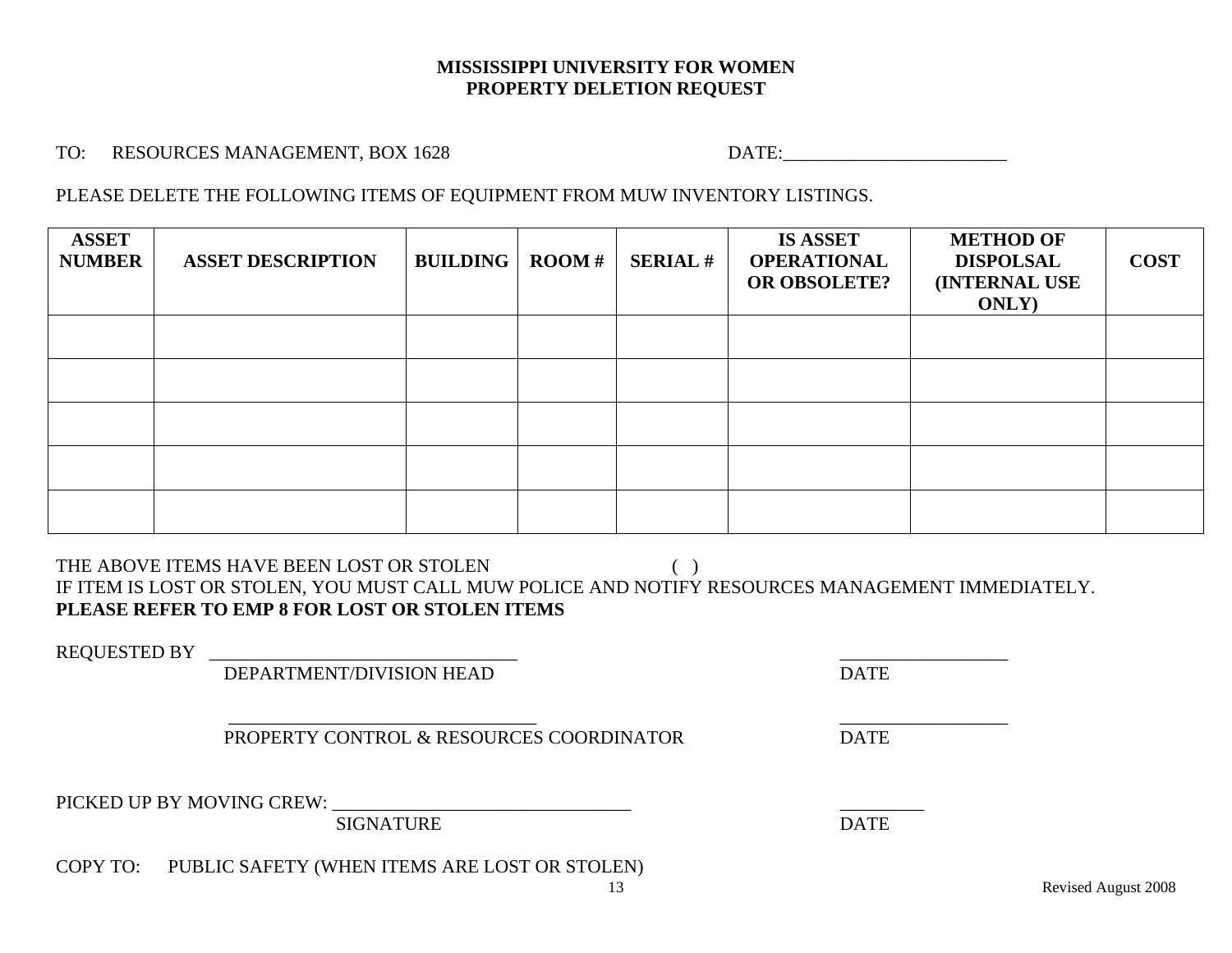**MISSISSIPPI UNIVERSITY FOR WOMEN**
**PROPERTY DELETION REQUEST**

TO: RESOURCES MANAGEMENT, BOX 1628 DATE:________________________

PLEASE DELETE THE FOLLOWING ITEMS OF EQUIPMENT FROM MUW INVENTORY LISTINGS.

| ASSET NUMBER | ASSET DESCRIPTION | BUILDING | ROOM # | SERIAL # | IS ASSET OPERATIONAL OR OBSOLETE? | METHOD OF DISPOLSAL (INTERNAL USE ONLY) | COST |
|---|---|---|---|---|---|---|---|
| | | | | | | | |
| | | | | | | | |
| | | | | | | | |
| | | | | | | | |
| | | | | | | | |

THE ABOVE ITEMS HAVE BEEN LOST OR STOLEN ( )
IF ITEM IS LOST OR STOLEN, YOU MUST CALL MUW POLICE AND NOTIFY RESOURCES MANAGEMENT IMMEDIATELY.
**PLEASE REFER TO EMP 8 FOR LOST OR STOLEN ITEMS**

REQUESTED BY ________________________________ __________________
DEPARTMENT/DIVISION HEAD DATE

________________________________ __________________
PROPERTY CONTROL & RESOURCES COORDINATOR DATE

PICKED UP BY MOVING CREW: ________________________________ _________
SIGNATURE DATE

COPY TO: PUBLIC SAFETY (WHEN ITEMS ARE LOST OR STOLEN)

Revised August 2008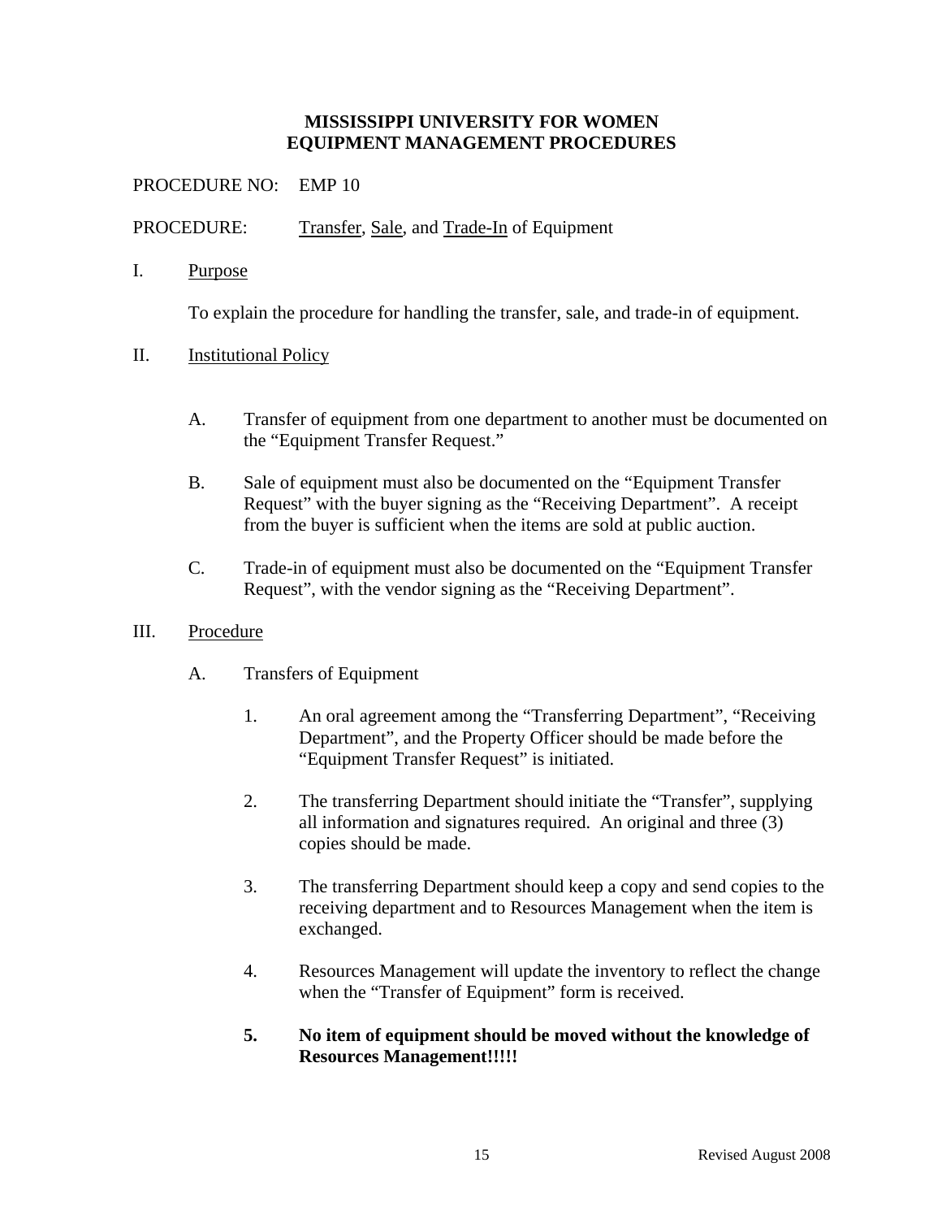**MISSISSIPPI UNIVERSITY FOR WOMEN**
**EQUIPMENT MANAGEMENT PROCEDURES**

PROCEDURE NO: EMP 10

PROCEDURE: Transfer, Sale, and Trade-In of Equipment

I. Purpose

To explain the procedure for handling the transfer, sale, and trade-in of equipment.

II. Institutional Policy

A. Transfer of equipment from one department to another must be documented on the "Equipment Transfer Request."

B. Sale of equipment must also be documented on the "Equipment Transfer Request" with the buyer signing as the "Receiving Department". A receipt from the buyer is sufficient when the items are sold at public auction.

C. Trade-in of equipment must also be documented on the "Equipment Transfer Request", with the vendor signing as the "Receiving Department".

III. Procedure

A. Transfers of Equipment

1. An oral agreement among the "Transferring Department", "Receiving Department", and the Property Officer should be made before the "Equipment Transfer Request" is initiated.

2. The transferring Department should initiate the "Transfer", supplying all information and signatures required. An original and three (3) copies should be made.

3. The transferring Department should keep a copy and send copies to the receiving department and to Resources Management when the item is exchanged.

4. Resources Management will update the inventory to reflect the change when the "Transfer of Equipment" form is received.

**5. No item of equipment should be moved without the knowledge of Resources Management!!!!!**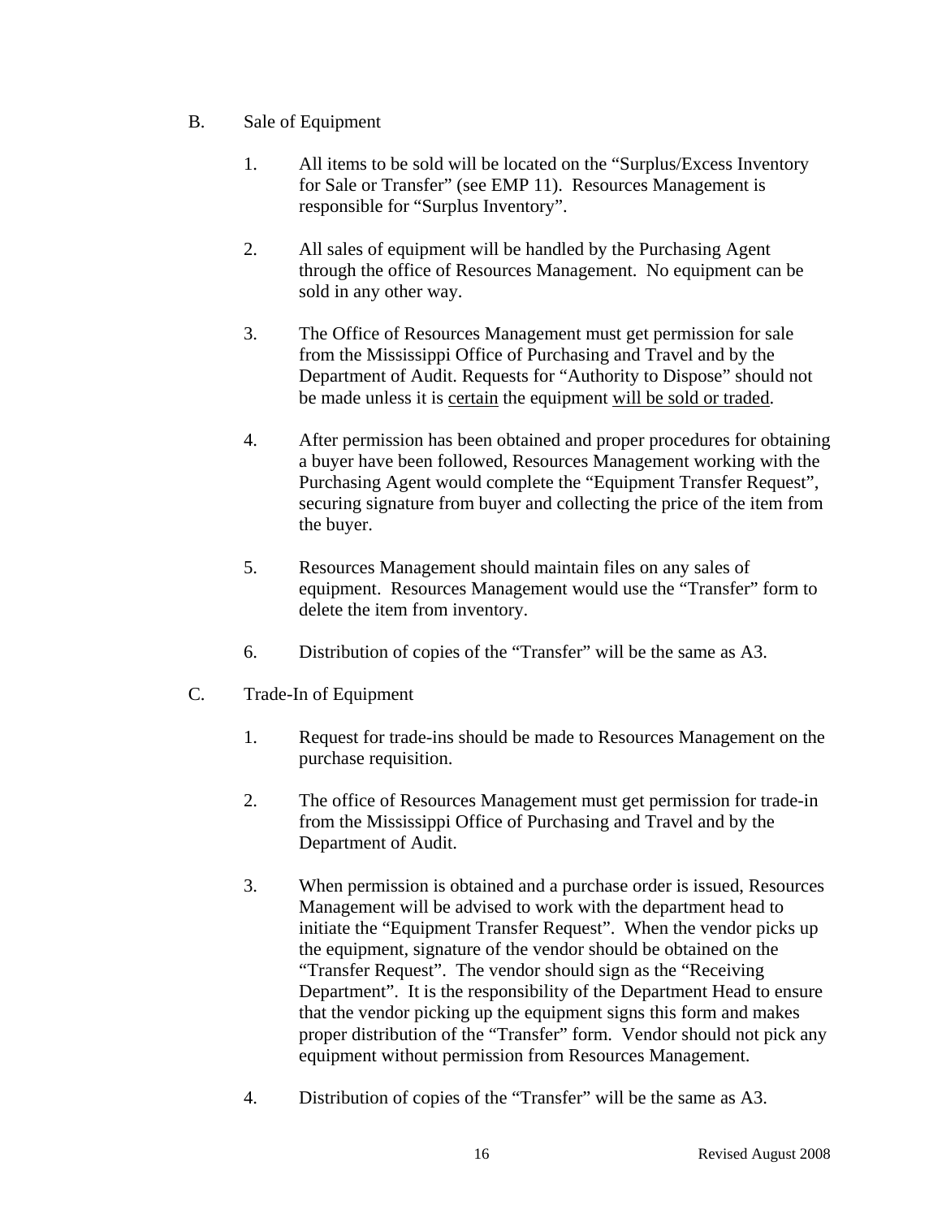B. Sale of Equipment

1. All items to be sold will be located on the "Surplus/Excess Inventory for Sale or Transfer" (see EMP 11). Resources Management is responsible for "Surplus Inventory".

2. All sales of equipment will be handled by the Purchasing Agent through the office of Resources Management. No equipment can be sold in any other way.

3. The Office of Resources Management must get permission for sale from the Mississippi Office of Purchasing and Travel and by the Department of Audit. Requests for "Authority to Dispose" should not be made unless it is <u>certain</u> the equipment <u>will be sold or traded</u>.

4. After permission has been obtained and proper procedures for obtaining a buyer have been followed, Resources Management working with the Purchasing Agent would complete the "Equipment Transfer Request", securing signature from buyer and collecting the price of the item from the buyer.

5. Resources Management should maintain files on any sales of equipment. Resources Management would use the "Transfer" form to delete the item from inventory.

6. Distribution of copies of the "Transfer" will be the same as A3.

C. Trade-In of Equipment

1. Request for trade-ins should be made to Resources Management on the purchase requisition.

2. The office of Resources Management must get permission for trade-in from the Mississippi Office of Purchasing and Travel and by the Department of Audit.

3. When permission is obtained and a purchase order is issued, Resources Management will be advised to work with the department head to initiate the "Equipment Transfer Request". When the vendor picks up the equipment, signature of the vendor should be obtained on the "Transfer Request". The vendor should sign as the "Receiving Department". It is the responsibility of the Department Head to ensure that the vendor picking up the equipment signs this form and makes proper distribution of the "Transfer" form. Vendor should not pick any equipment without permission from Resources Management.

4. Distribution of copies of the "Transfer" will be the same as A3.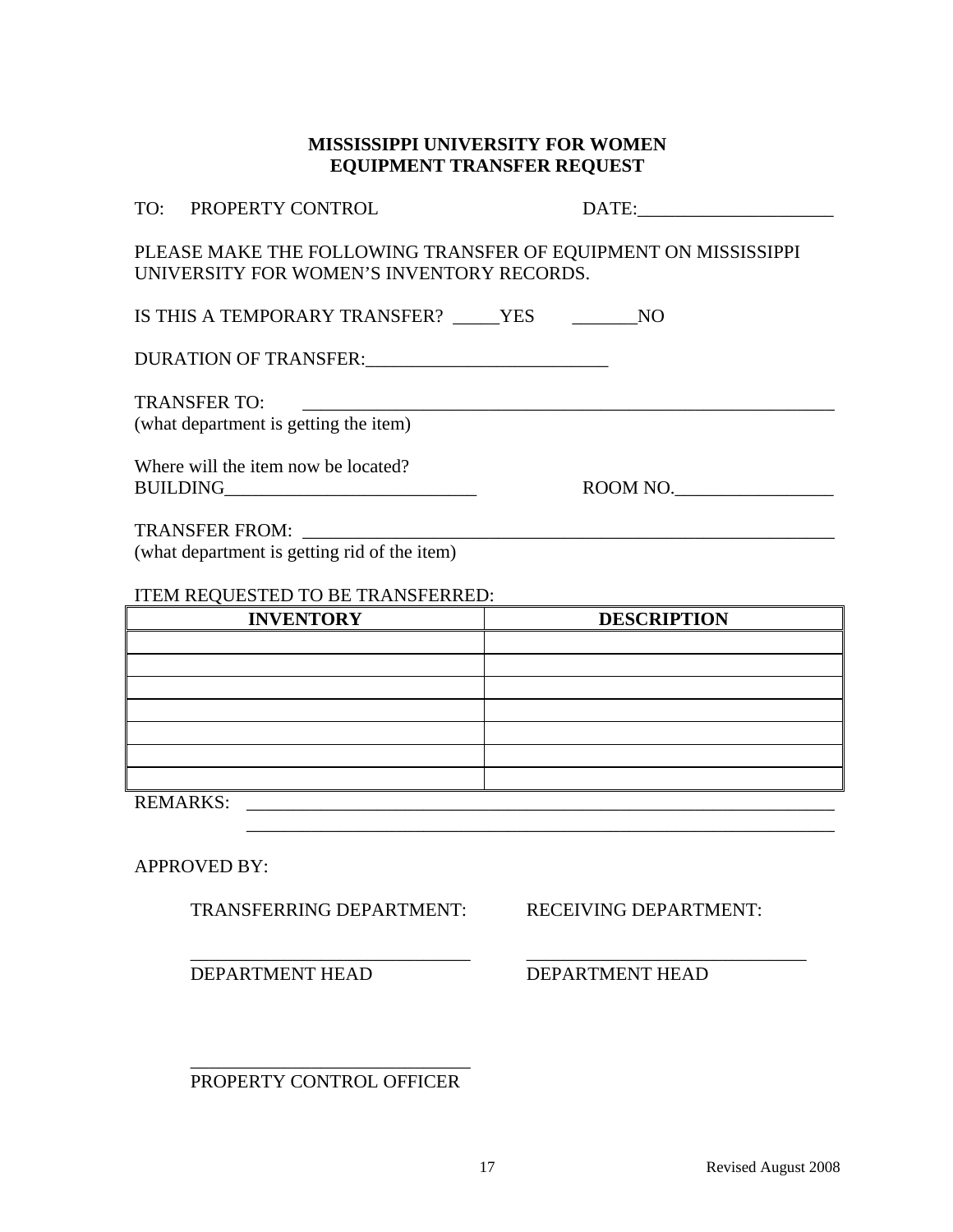**MISSISSIPPI UNIVERSITY FOR WOMEN**
**EQUIPMENT TRANSFER REQUEST**

TO: PROPERTY CONTROL DATE:_____________________

PLEASE MAKE THE FOLLOWING TRANSFER OF EQUIPMENT ON MISSISSIPPI UNIVERSITY FOR WOMEN'S INVENTORY RECORDS.

IS THIS A TEMPORARY TRANSFER? _____YES _______NO

DURATION OF TRANSFER:__________________________

TRANSFER TO: ___________________________________________________________
(what department is getting the item)

Where will the item now be located?
BUILDING___________________________ ROOM NO._________________

TRANSFER FROM: _________________________________________________________
(what department is getting rid of the item)

ITEM REQUESTED TO BE TRANSFERRED:

| INVENTORY | DESCRIPTION |
|---|---|
| | |
| | |
| | |
| | |
| | |
| | |
| | |

REMARKS: _______________________________________________________________
_______________________________________________________________

APPROVED BY:

TRANSFERRING DEPARTMENT: RECEIVING DEPARTMENT:

______________________________ ______________________________
DEPARTMENT HEAD DEPARTMENT HEAD

______________________________
PROPERTY CONTROL OFFICER

Revised August 2008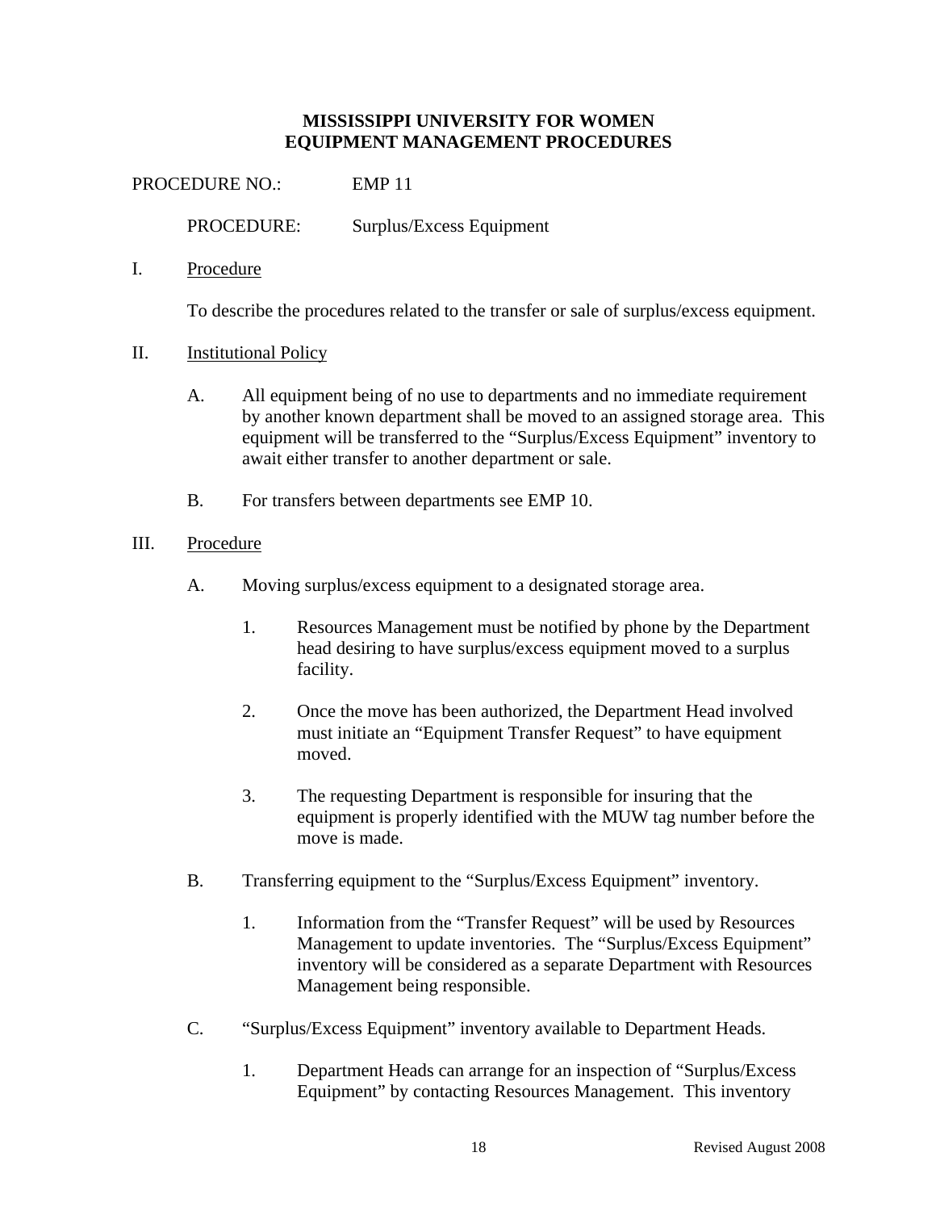**MISSISSIPPI UNIVERSITY FOR WOMEN**
**EQUIPMENT MANAGEMENT PROCEDURES**

PROCEDURE NO.: EMP 11

PROCEDURE: Surplus/Excess Equipment

I. <u>Procedure</u>

To describe the procedures related to the transfer or sale of surplus/excess equipment.

II. <u>Institutional Policy</u>

A. All equipment being of no use to departments and no immediate requirement by another known department shall be moved to an assigned storage area. This equipment will be transferred to the "Surplus/Excess Equipment" inventory to await either transfer to another department or sale.

B. For transfers between departments see EMP 10.

III. <u>Procedure</u>

A. Moving surplus/excess equipment to a designated storage area.

1. Resources Management must be notified by phone by the Department head desiring to have surplus/excess equipment moved to a surplus facility.

2. Once the move has been authorized, the Department Head involved must initiate an "Equipment Transfer Request" to have equipment moved.

3. The requesting Department is responsible for insuring that the equipment is properly identified with the MUW tag number before the move is made.

B. Transferring equipment to the "Surplus/Excess Equipment" inventory.

1. Information from the "Transfer Request" will be used by Resources Management to update inventories. The "Surplus/Excess Equipment" inventory will be considered as a separate Department with Resources Management being responsible.

C. "Surplus/Excess Equipment" inventory available to Department Heads.

1. Department Heads can arrange for an inspection of "Surplus/Excess Equipment" by contacting Resources Management. This inventory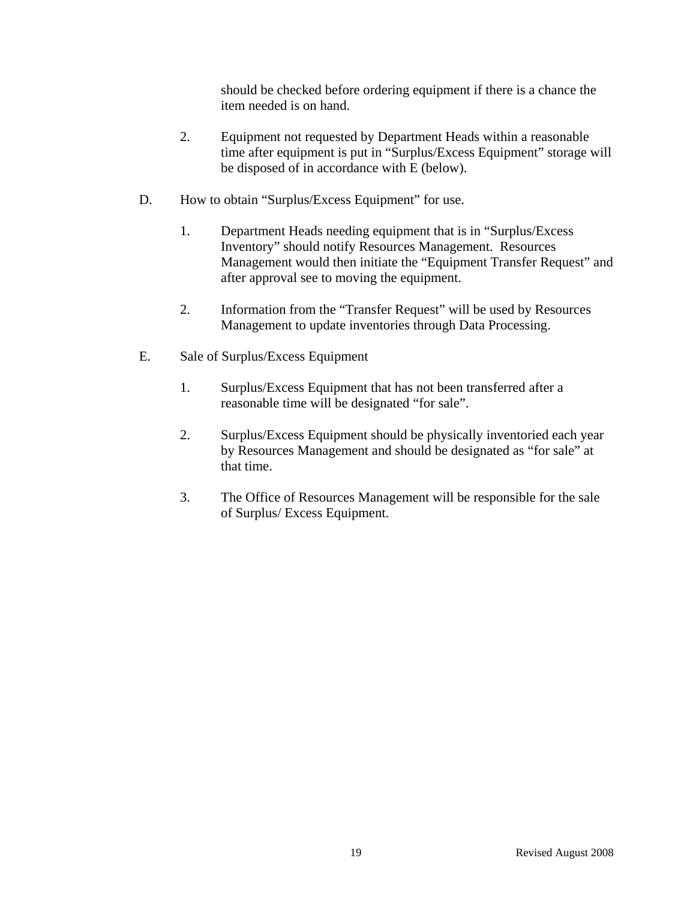should be checked before ordering equipment if there is a chance the item needed is on hand.

2. Equipment not requested by Department Heads within a reasonable time after equipment is put in “Surplus/Excess Equipment” storage will be disposed of in accordance with E (below).

D. How to obtain “Surplus/Excess Equipment” for use.

1. Department Heads needing equipment that is in “Surplus/Excess Inventory” should notify Resources Management. Resources Management would then initiate the “Equipment Transfer Request” and after approval see to moving the equipment.

2. Information from the “Transfer Request” will be used by Resources Management to update inventories through Data Processing.

E. Sale of Surplus/Excess Equipment

1. Surplus/Excess Equipment that has not been transferred after a reasonable time will be designated “for sale”.

2. Surplus/Excess Equipment should be physically inventoried each year by Resources Management and should be designated as “for sale” at that time.

3. The Office of Resources Management will be responsible for the sale of Surplus/ Excess Equipment.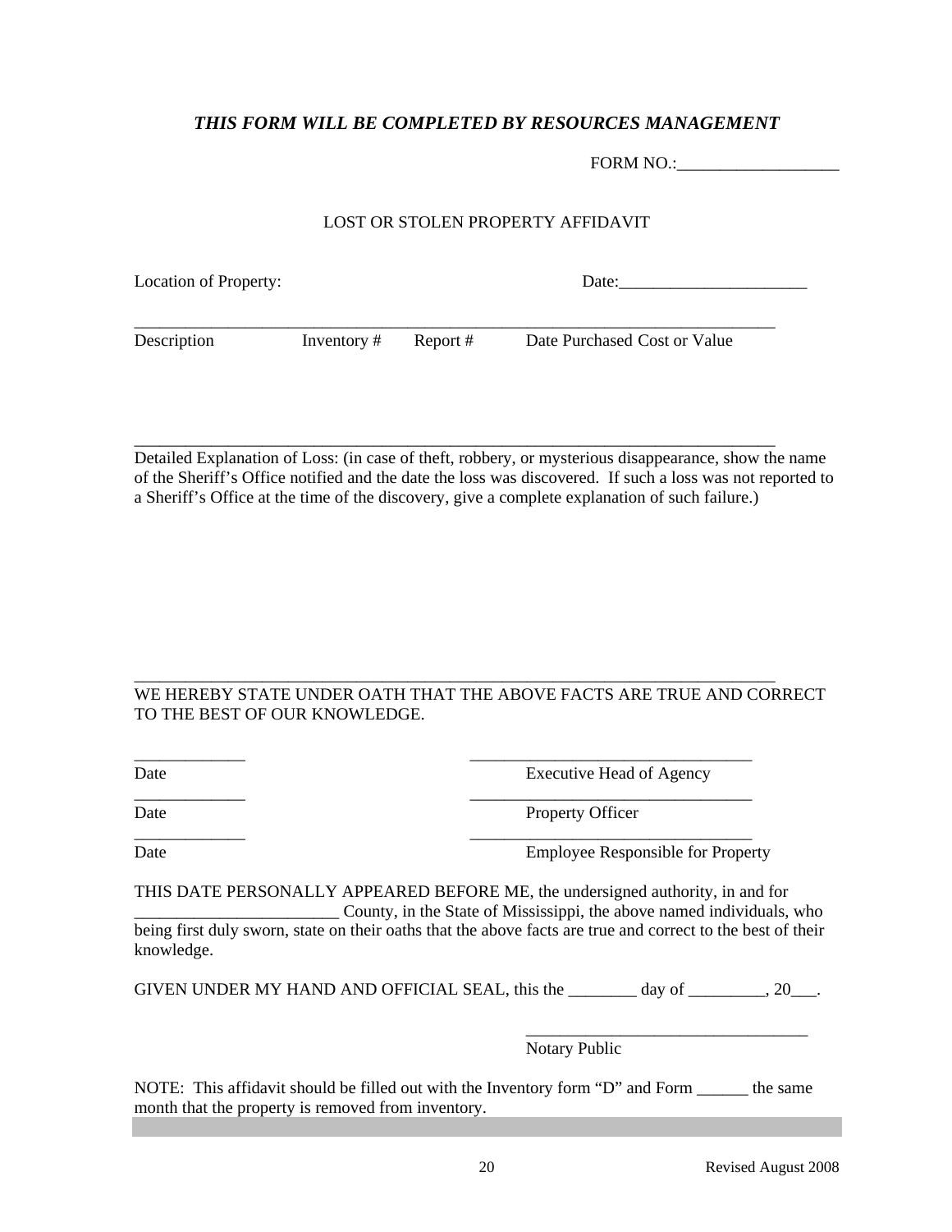***THIS FORM WILL BE COMPLETED BY RESOURCES MANAGEMENT***

FORM NO.:___________________

LOST OR STOLEN PROPERTY AFFIDAVIT

Location of Property: Date:______________________

________________________________________________________________________________

| Description | Inventory # | Report # | Date Purchased | Cost or Value |
|---|---|---|---|---|
| | | | | |

________________________________________________________________________________

Detailed Explanation of Loss: (in case of theft, robbery, or mysterious disappearance, show the name of the Sheriff's Office notified and the date the loss was discovered. If such a loss was not reported to a Sheriff's Office at the time of the discovery, give a complete explanation of such failure.)

________________________________________________________________________________

WE HEREBY STATE UNDER OATH THAT THE ABOVE FACTS ARE TRUE AND CORRECT TO THE BEST OF OUR KNOWLEDGE.

_____________ __________________________________
Date Executive Head of Agency

_____________ __________________________________
Date Property Officer

_____________ __________________________________
Date Employee Responsible for Property

THIS DATE PERSONALLY APPEARED BEFORE ME, the undersigned authority, in and for ________________________ County, in the State of Mississippi, the above named individuals, who being first duly sworn, state on their oaths that the above facts are true and correct to the best of their knowledge.

GIVEN UNDER MY HAND AND OFFICIAL SEAL, this the ________ day of _________, 20___.

__________________________________
Notary Public

NOTE: This affidavit should be filled out with the Inventory form "D" and Form ______ the same month that the property is removed from inventory.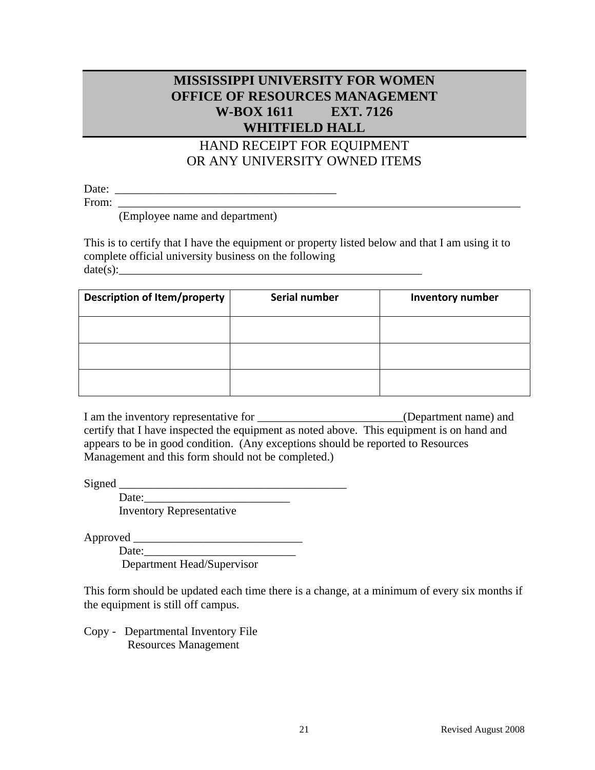**MISSISSIPPI UNIVERSITY FOR WOMEN**
**OFFICE OF RESOURCES MANAGEMENT**
**W-BOX 1611 EXT. 7126**
**WHITFIELD HALL**

HAND RECEIPT FOR EQUIPMENT
OR ANY UNIVERSITY OWNED ITEMS

Date: ______________________________________
From: ___________________________________________________________________________
(Employee name and department)

This is to certify that I have the equipment or property listed below and that I am using it to complete official university business on the following date(s):______________________________________________________

| Description of Item/property | Serial number | Inventory number |
|---|---|---|
| | | |
| | | |
| | | |

I am the inventory representative for _________________________(Department name) and certify that I have inspected the equipment as noted above. This equipment is on hand and appears to be in good condition. (Any exceptions should be reported to Resources Management and this form should not be completed.)

Signed ________________________________________
Date:_________________________
Inventory Representative

Approved _____________________________
Date:___________________________
Department Head/Supervisor

This form should be updated each time there is a change, at a minimum of every six months if the equipment is still off campus.

Copy - Departmental Inventory File
Resources Management

Revised August 2008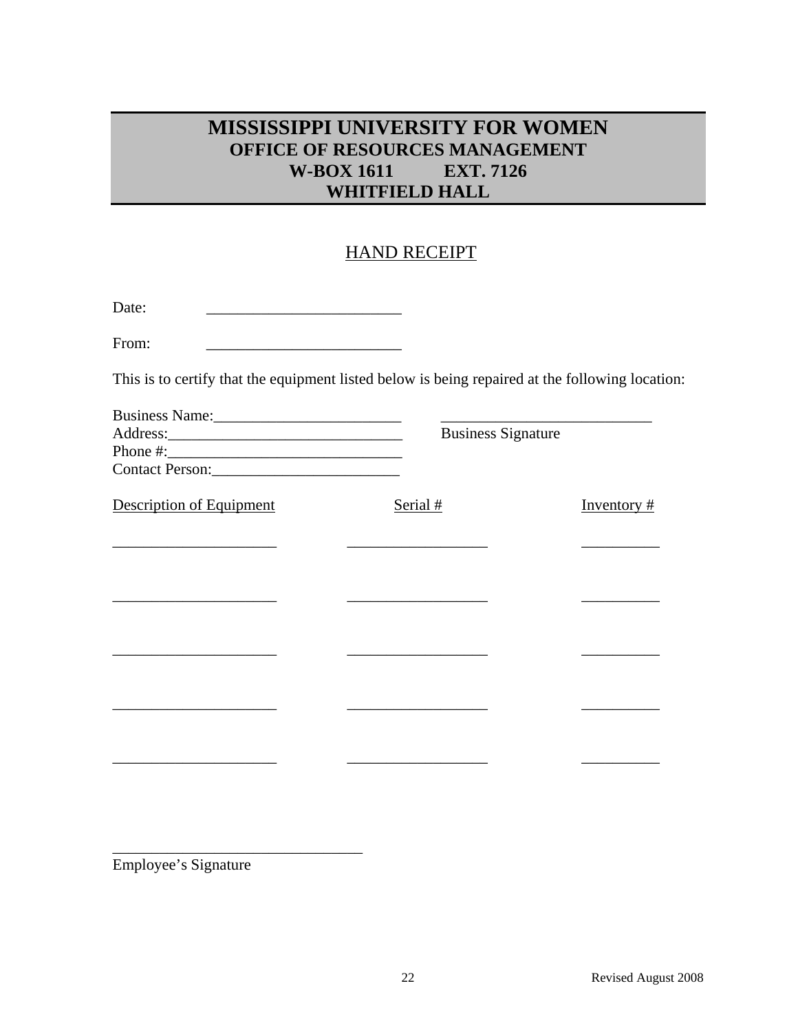# MISSISSIPPI UNIVERSITY FOR WOMEN
## OFFICE OF RESOURCES MANAGEMENT
## W-BOX 1611 EXT. 7126
## WHITFIELD HALL

## HAND RECEIPT

Date: _________________________

From: _________________________

This is to certify that the equipment listed below is being repaired at the following location:

Business Name:________________________

Address:______________________________

Phone #:______________________________

Contact Person:________________________

___________________________
Business Signature

| Description of Equipment | Serial # | Inventory # |
|---|---|---|
| _____________________ | __________________ | __________ |
| _____________________ | __________________ | __________ |
| _____________________ | __________________ | __________ |
| _____________________ | __________________ | __________ |
| _____________________ | __________________ | __________ |

________________________________
Employee's Signature

Revised August 2008